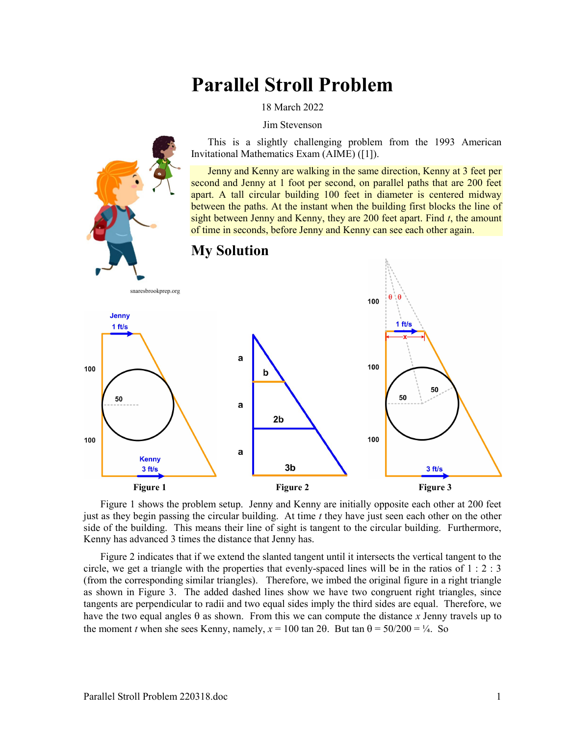# Parallel Stroll Problem

18 March 2022

Jim Stevenson

This is a slightly challenging problem from the 1993 American Invitational Mathematics Exam (AIME) ([1]).

Jenny and Kenny are walking in the same direction, Kenny at 3 feet per second and Jenny at 1 foot per second, on parallel paths that are 200 feet apart. A tall circular building 100 feet in diameter is centered midway between the paths. At the instant when the building first blocks the line of sight between Jenny and Kenny, they are 200 feet apart. Find *t*, the amount of time in seconds, before Jenny and Kenny can see each other again.

## My Solution

Figure 1 Figure 2 Figure 3

Figure 1 shows the problem setup. Jenny and Kenny are initially opposite each other at 200 feet just as they begin passing the circular building. At time *t* they have just seen each other on the other side of the building. This means their line of sight is tangent to the circular building. Furthermore, Kenny has advanced 3 times the distance that Jenny has.

Figure 2 indicates that if we extend the slanted tangent until it intersects the vertical tangent to the circle, we get a triangle with the properties that evenly-spaced lines will be in the ratios of 1 : 2 : 3 (from the corresponding similar triangles). Therefore, we imbed the original figure in a right triangle as shown in Figure 3. The added dashed lines show we have two congruent right triangles, since tangents are perpendicular to radii and two equal sides imply the third sides are equal. Therefore, we have the two equal angles θ as shown. From this we can compute the distance *x* Jenny travels up to the moment *t* when she sees Kenny, namely, $x = 100 \tan 2\theta$. But $\tan \theta = 50/200 = ¼$. So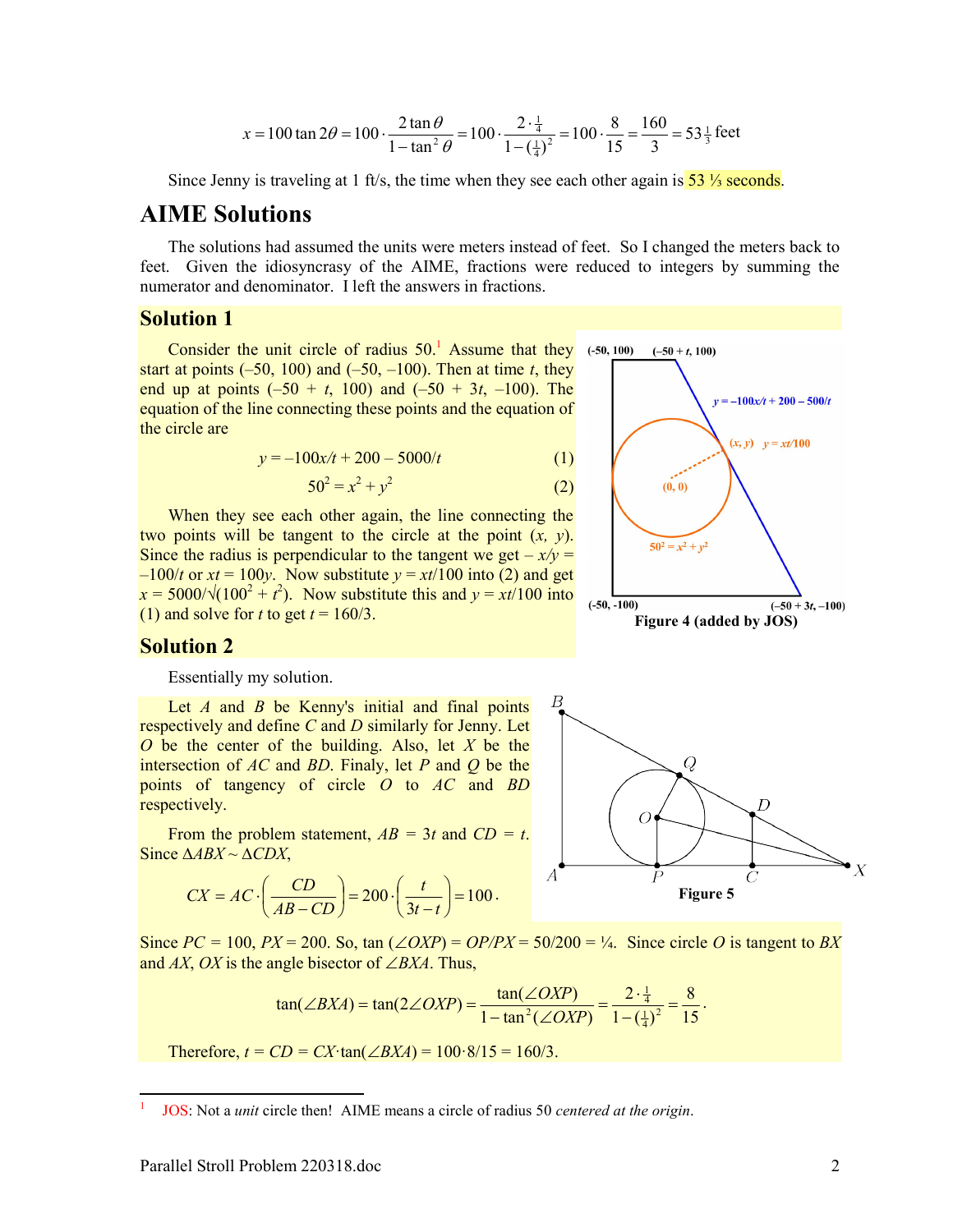$$x = 100\tan 2\theta = 100 \cdot \frac{2\tan\theta}{1-\tan^2\theta} = 100 \cdot \frac{2\cdot\frac{1}{4}}{1-(\frac{1}{4})^2} = 100\cdot\frac{8}{15} = \frac{160}{3} = 53\tfrac{1}{3}\text{ feet}$$

Since Jenny is traveling at 1 ft/s, the time when they see each other again is 53 ⅓ seconds.

## AIME Solutions

The solutions had assumed the units were meters instead of feet. So I changed the meters back to feet. Given the idiosyncrasy of the AIME, fractions were reduced to integers by summing the numerator and denominator. I left the answers in fractions.

### Solution 1

Consider the unit circle of radius 50.[1] Assume that they start at points (–50, 100) and (–50, –100). Then at time $t$, they end up at points $(-50 + t, 100)$ and $(-50 + 3t, -100)$. The equation of the line connecting these points and the equation of the circle are

$$y = -100x/t + 200 - 5000/t \qquad (1)$$

$$50^2 = x^2 + y^2 \qquad (2)$$

When they see each other again, the line connecting the two points will be tangent to the circle at the point $(x, y)$. Since the radius is perpendicular to the tangent we get $-x/y = -100/t$ or $xt = 100y$. Now substitute $y = xt/100$ into (2) and get $x = 5000/\sqrt{(100^2 + t^2)}$. Now substitute this and $y = xt/100$ into (1) and solve for $t$ to get $t = 160/3$.

Figure 4 (added by JOS)

### Solution 2

Essentially my solution.

Let $A$ and $B$ be Kenny's initial and final points respectively and define $C$ and $D$ similarly for Jenny. Let $O$ be the center of the building. Also, let $X$ be the intersection of $AC$ and $BD$. Finaly, let $P$ and $Q$ be the points of tangency of circle $O$ to $AC$ and $BD$ respectively.

From the problem statement, $AB = 3t$ and $CD = t$. Since $\Delta ABX \sim \Delta CDX$,

$$CX = AC\cdot\left(\frac{CD}{AB-CD}\right) = 200\cdot\left(\frac{t}{3t-t}\right) = 100.$$

Figure 5

Since $PC = 100$, $PX = 200$. So, $\tan(\angle OXP) = OP/PX = 50/200 = ¼$. Since circle $O$ is tangent to $BX$ and $AX$, $OX$ is the angle bisector of $\angle BXA$. Thus,

$$\tan(\angle BXA) = \tan(2\angle OXP) = \frac{\tan(\angle OXP)}{1-\tan^2(\angle OXP)} = \frac{2\cdot\frac{1}{4}}{1-(\frac{1}{4})^2} = \frac{8}{15}.$$

Therefore, $t = CD = CX\cdot\tan(\angle BXA) = 100\cdot 8/15 = 160/3$.

---

[1] JOS: Not a *unit* circle then! AIME means a circle of radius 50 *centered at the origin*.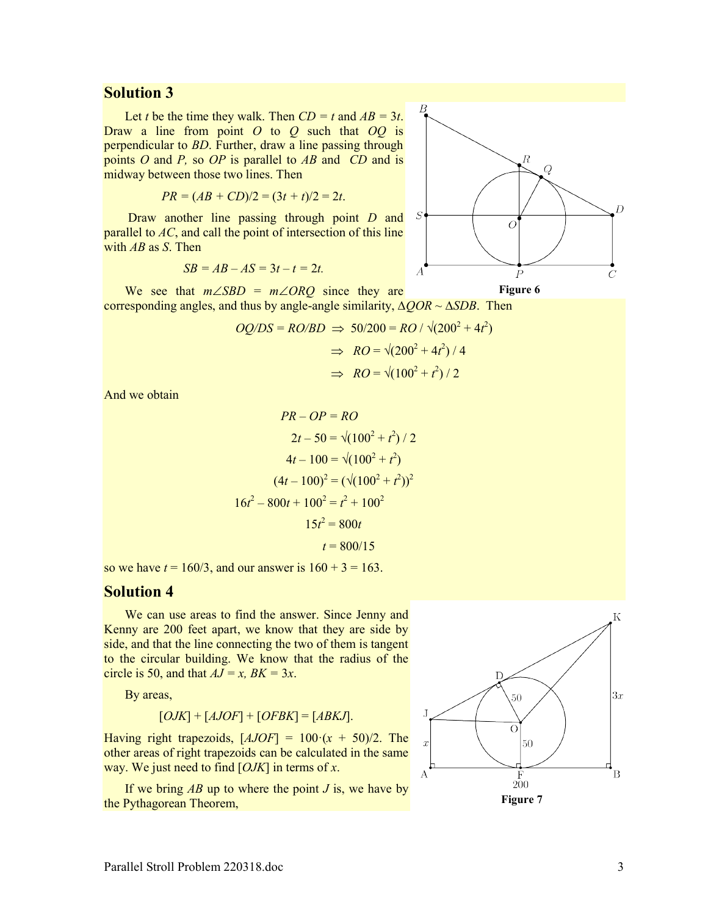## Solution 3

Let $t$ be the time they walk. Then $CD = t$ and $AB = 3t$. Draw a line from point $O$ to $Q$ such that $OQ$ is perpendicular to $BD$. Further, draw a line passing through points $O$ and $P$, so $OP$ is parallel to $AB$ and $CD$ and is midway between those two lines. Then

$$PR = (AB + CD)/2 = (3t + t)/2 = 2t.$$

Draw another line passing through point $D$ and parallel to $AC$, and call the point of intersection of this line with $AB$ as $S$. Then

$$SB = AB - AS = 3t - t = 2t.$$

Figure 6

We see that $m\angle SBD = m\angle ORQ$ since they are corresponding angles, and thus by angle-angle similarity, $\Delta QOR \sim \Delta SDB$. Then

$$OQ/DS = RO/BD \;\Rightarrow\; 50/200 = RO / \sqrt{200^2 + 4t^2}$$

$$\Rightarrow\; RO = \sqrt{200^2 + 4t^2} / 4$$

$$\Rightarrow\; RO = \sqrt{100^2 + t^2} / 2$$

And we obtain

$$PR - OP = RO$$

$$2t - 50 = \sqrt{100^2 + t^2} / 2$$

$$4t - 100 = \sqrt{100^2 + t^2}$$

$$(4t - 100)^2 = \left(\sqrt{100^2 + t^2}\right)^2$$

$$16t^2 - 800t + 100^2 = t^2 + 100^2$$

$$15t^2 = 800t$$

$$t = 800/15$$

so we have $t = 160/3$, and our answer is $160 + 3 = 163$.

## Solution 4

We can use areas to find the answer. Since Jenny and Kenny are 200 feet apart, we know that they are side by side, and that the line connecting the two of them is tangent to the circular building. We know that the radius of the circle is 50, and that $AJ = x$, $BK = 3x$.

By areas,

$$[OJK] + [AJOF] + [OFBK] = [ABKJ].$$

Having right trapezoids, $[AJOF] = 100\cdot(x + 50)/2$. The other areas of right trapezoids can be calculated in the same way. We just need to find $[OJK]$ in terms of $x$.

If we bring $AB$ up to where the point $J$ is, we have by the Pythagorean Theorem,

Figure 7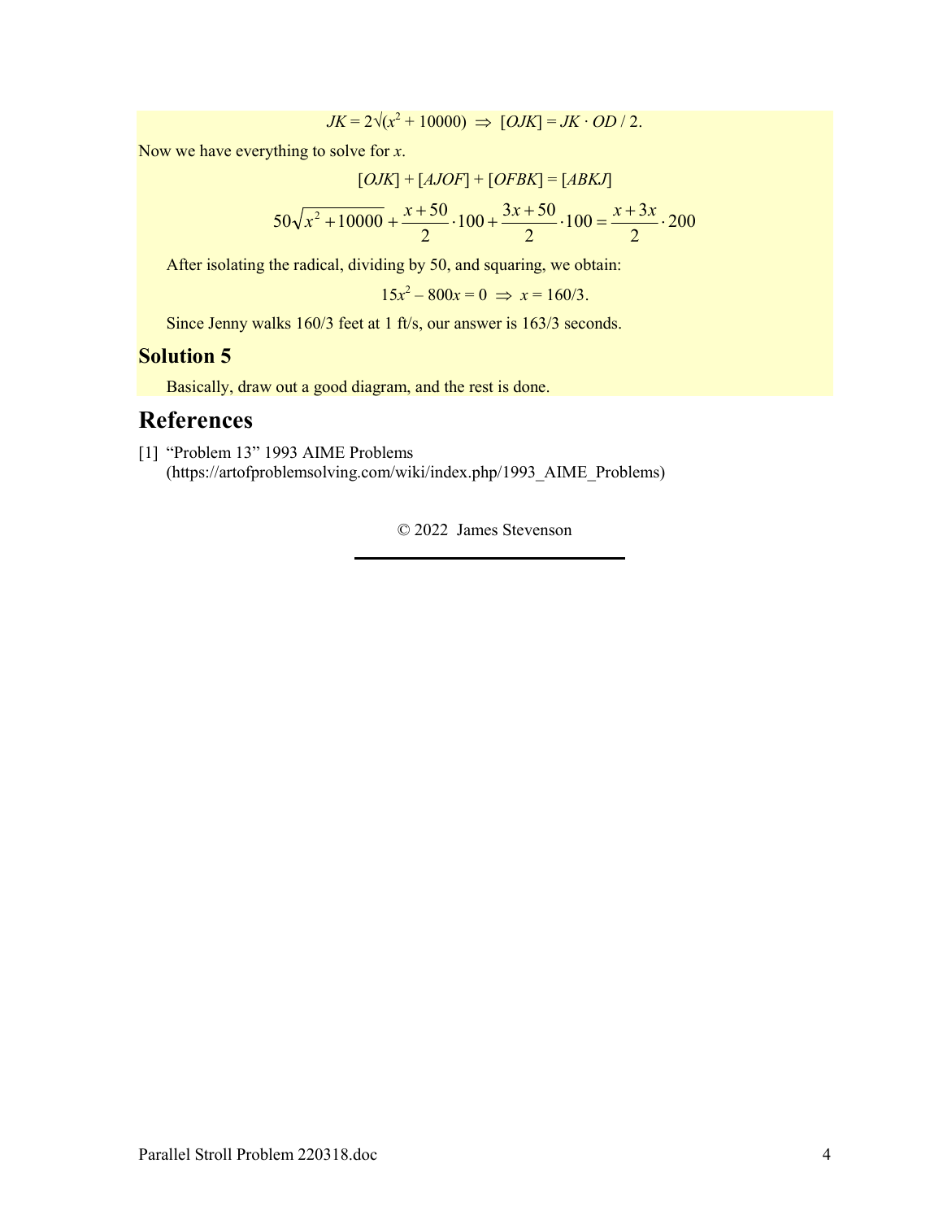$$JK = 2\sqrt{(x^2 + 10000)} \Rightarrow [OJK] = JK \cdot OD / 2.$$

Now we have everything to solve for $x$.

$$[OJK] + [AJOF] + [OFBK] = [ABKJ]$$

$$50\sqrt{x^2 + 10000} + \frac{x+50}{2} \cdot 100 + \frac{3x+50}{2} \cdot 100 = \frac{x+3x}{2} \cdot 200$$

After isolating the radical, dividing by 50, and squaring, we obtain:

$$15x^2 - 800x = 0 \Rightarrow x = 160/3.$$

Since Jenny walks 160/3 feet at 1 ft/s, our answer is 163/3 seconds.

## Solution 5

Basically, draw out a good diagram, and the rest is done.

# References

[1] "Problem 13" 1993 AIME Problems (https://artofproblemsolving.com/wiki/index.php/1993_AIME_Problems)

© 2022 James Stevenson